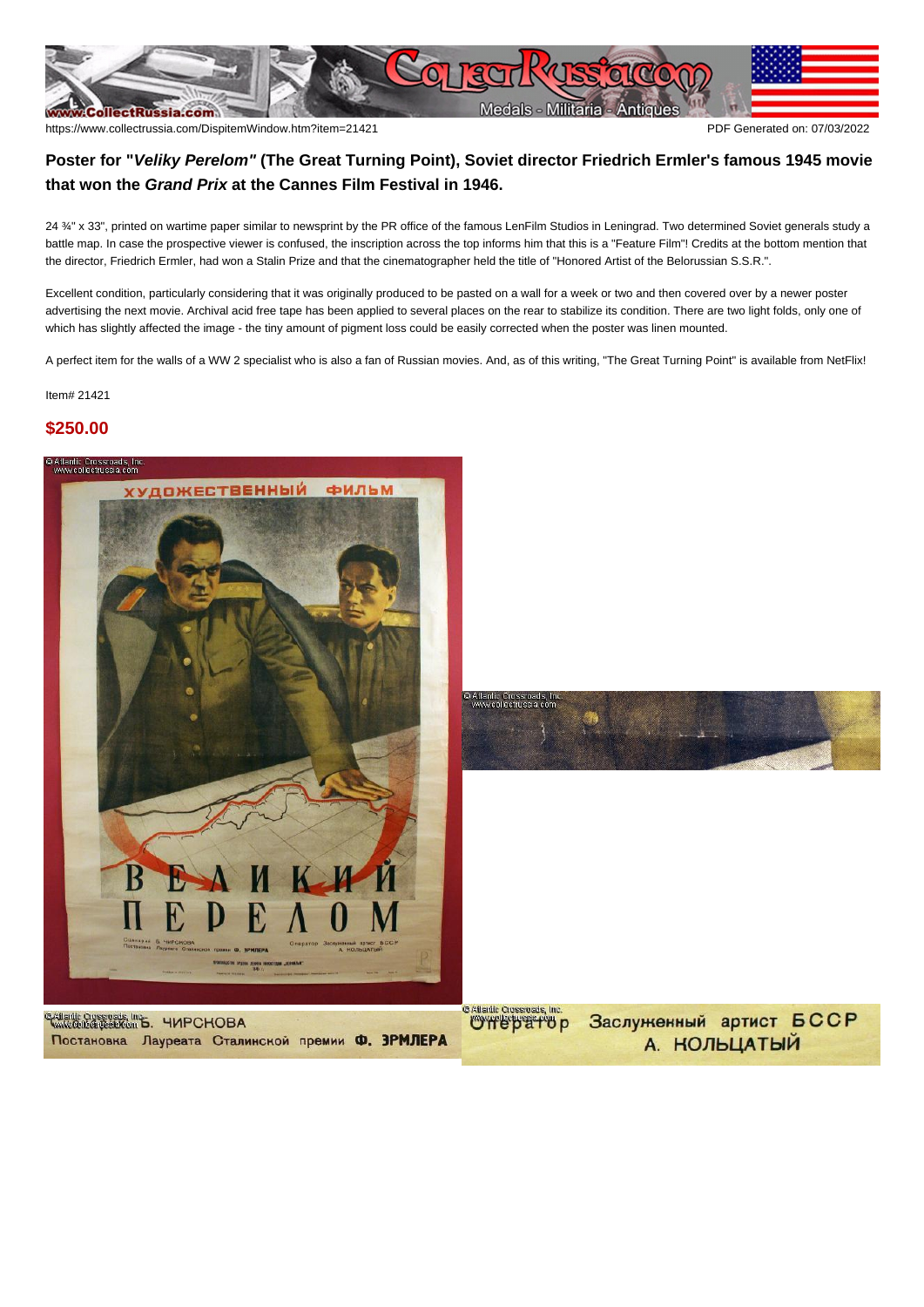https://www.collectrussia.com/DispitemWindow.htm?item=21421

PDF Generated on: 07/03/2022

## Poster for "*Veliky Perelom*" (The Great Turning Point), Soviet director Friedrich Ermler's famous 1945 movie that won the *Grand Prix* at the Cannes Film Festival in 1946.

24 ¾" x 33", printed on wartime paper similar to newsprint by the PR office of the famous LenFilm Studios in Leningrad. Two determined Soviet generals study a battle map. In case the prospective viewer is confused, the inscription across the top informs him that this is a "Feature Film"! Credits at the bottom mention that the director, Friedrich Ermler, had won a Stalin Prize and that the cinematographer held the title of "Honored Artist of the Belorussian S.S.R.".

Excellent condition, particularly considering that it was originally produced to be pasted on a wall for a week or two and then covered over by a newer poster advertising the next movie. Archival acid free tape has been applied to several places on the rear to stabilize its condition. There are two light folds, only one of which has slightly affected the image - the tiny amount of pigment loss could be easily corrected when the poster was linen mounted.

A perfect item for the walls of a WW 2 specialist who is also a fan of Russian movies. And, as of this writing, "The Great Turning Point" is available from NetFlix!

Item# 21421

**$250.00**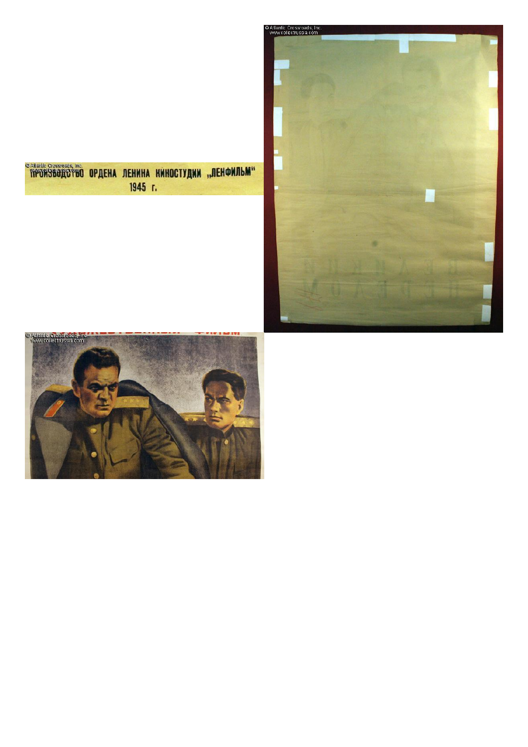ПРОИЗВОДСТВО ОРДЕНА ЛЕНИНА КИНОСТУДИИ „ЛЕНФИЛЬМ"

1945 г.